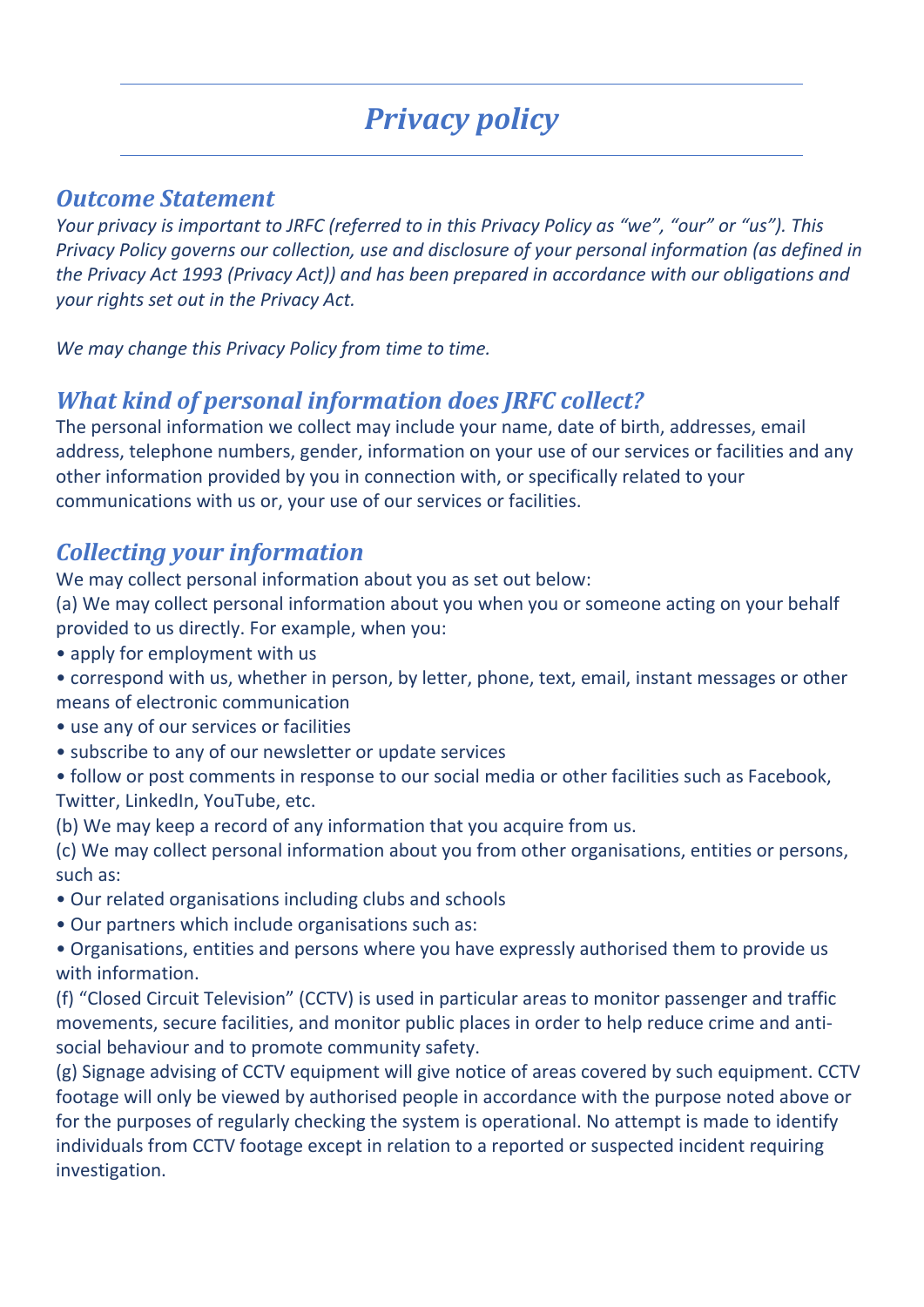# *Privacy policy*

## *Outcome Statement*

*Your privacy is important to JRFC (referred to in this Privacy Policy as "we", "our" or "us"). This Privacy Policy governs our collection, use and disclosure of your personal information (as defined in the Privacy Act 1993 (Privacy Act)) and has been prepared in accordance with our obligations and your rights set out in the Privacy Act.*

*We may change this Privacy Policy from time to time.*

## *What kind of personal information does JRFC collect?*

The personal information we collect may include your name, date of birth, addresses, email address, telephone numbers, gender, information on your use of our services or facilities and any other information provided by you in connection with, or specifically related to your communications with us or, your use of our services or facilities.

## *Collecting your information*

We may collect personal information about you as set out below:

(a) We may collect personal information about you when you or someone acting on your behalf provided to us directly. For example, when you:

- apply for employment with us
- correspond with us, whether in person, by letter, phone, text, email, instant messages or other means of electronic communication
- use any of our services or facilities
- subscribe to any of our newsletter or update services
- follow or post comments in response to our social media or other facilities such as Facebook, Twitter, LinkedIn, YouTube, etc.

(b) We may keep a record of any information that you acquire from us.

(c) We may collect personal information about you from other organisations, entities or persons, such as:

- Our related organisations including clubs and schools
- Our partners which include organisations such as:
- Organisations, entities and persons where you have expressly authorised them to provide us with information.

(f) "Closed Circuit Television" (CCTV) is used in particular areas to monitor passenger and traffic movements, secure facilities, and monitor public places in order to help reduce crime and anti-social behaviour and to promote community safety.

(g) Signage advising of CCTV equipment will give notice of areas covered by such equipment. CCTV footage will only be viewed by authorised people in accordance with the purpose noted above or for the purposes of regularly checking the system is operational. No attempt is made to identify individuals from CCTV footage except in relation to a reported or suspected incident requiring investigation.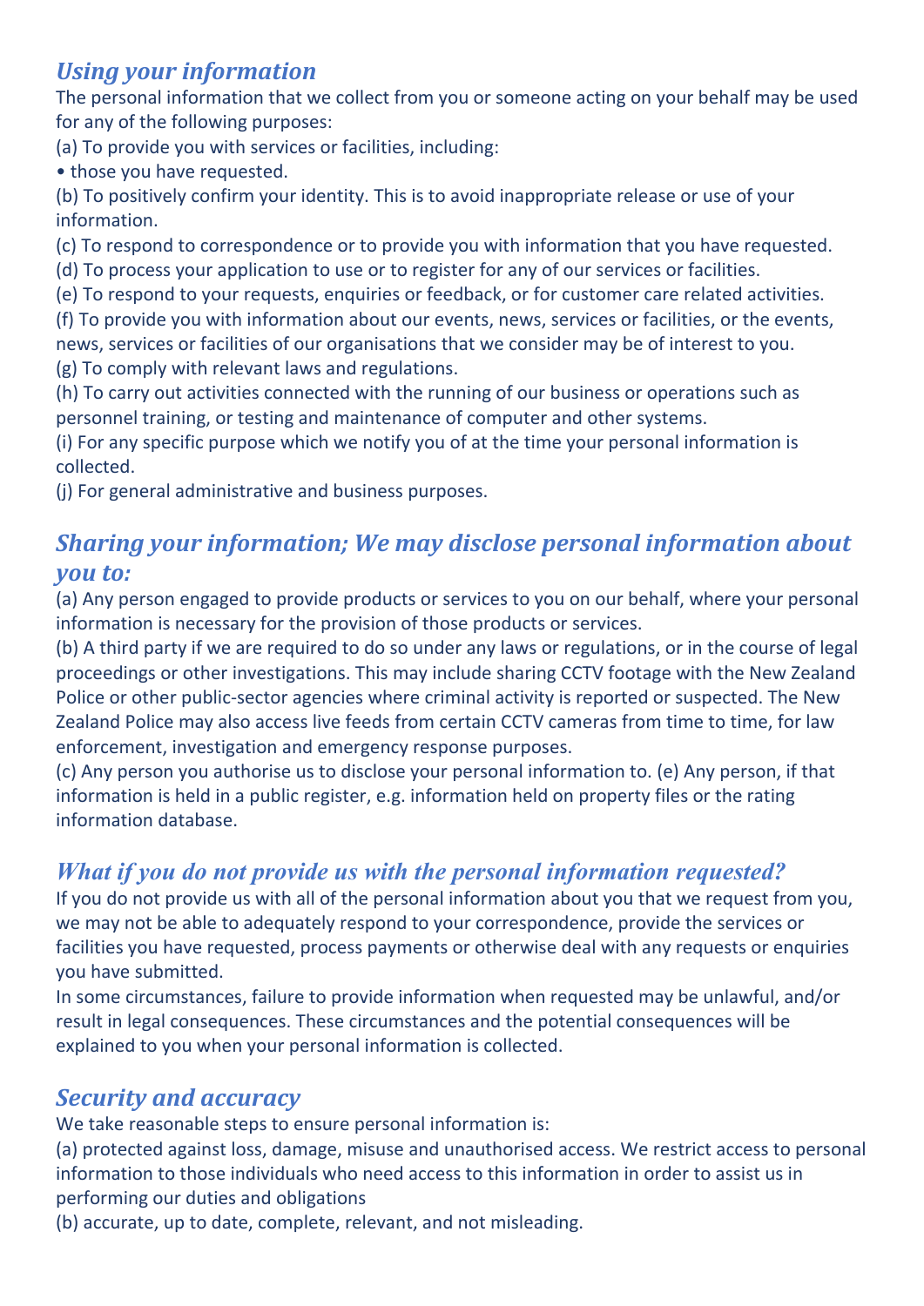## *Using your information*

The personal information that we collect from you or someone acting on your behalf may be used for any of the following purposes:

(a) To provide you with services or facilities, including:

- those you have requested.

(b) To positively confirm your identity. This is to avoid inappropriate release or use of your information.

(c) To respond to correspondence or to provide you with information that you have requested.

(d) To process your application to use or to register for any of our services or facilities.

(e) To respond to your requests, enquiries or feedback, or for customer care related activities.

(f) To provide you with information about our events, news, services or facilities, or the events, news, services or facilities of our organisations that we consider may be of interest to you.

(g) To comply with relevant laws and regulations.

(h) To carry out activities connected with the running of our business or operations such as personnel training, or testing and maintenance of computer and other systems.

(i) For any specific purpose which we notify you of at the time your personal information is collected.

(j) For general administrative and business purposes.

## *Sharing your information; We may disclose personal information about you to:*

(a) Any person engaged to provide products or services to you on our behalf, where your personal information is necessary for the provision of those products or services.

(b) A third party if we are required to do so under any laws or regulations, or in the course of legal proceedings or other investigations. This may include sharing CCTV footage with the New Zealand Police or other public-sector agencies where criminal activity is reported or suspected. The New Zealand Police may also access live feeds from certain CCTV cameras from time to time, for law enforcement, investigation and emergency response purposes.

(c) Any person you authorise us to disclose your personal information to. (e) Any person, if that information is held in a public register, e.g. information held on property files or the rating information database.

## *What if you do not provide us with the personal information requested?*

If you do not provide us with all of the personal information about you that we request from you, we may not be able to adequately respond to your correspondence, provide the services or facilities you have requested, process payments or otherwise deal with any requests or enquiries you have submitted.

In some circumstances, failure to provide information when requested may be unlawful, and/or result in legal consequences. These circumstances and the potential consequences will be explained to you when your personal information is collected.

## *Security and accuracy*

We take reasonable steps to ensure personal information is:

(a) protected against loss, damage, misuse and unauthorised access. We restrict access to personal information to those individuals who need access to this information in order to assist us in performing our duties and obligations

(b) accurate, up to date, complete, relevant, and not misleading.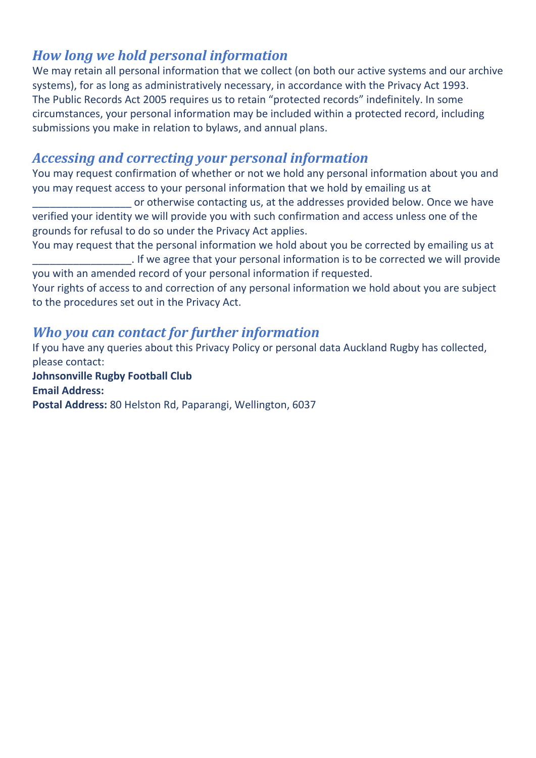## *How long we hold personal information*

We may retain all personal information that we collect (on both our active systems and our archive systems), for as long as administratively necessary, in accordance with the Privacy Act 1993.
The Public Records Act 2005 requires us to retain "protected records" indefinitely. In some circumstances, your personal information may be included within a protected record, including submissions you make in relation to bylaws, and annual plans.

## *Accessing and correcting your personal information*

You may request confirmation of whether or not we hold any personal information about you and you may request access to your personal information that we hold by emailing us at _________________ or otherwise contacting us, at the addresses provided below. Once we have verified your identity we will provide you with such confirmation and access unless one of the grounds for refusal to do so under the Privacy Act applies.
You may request that the personal information we hold about you be corrected by emailing us at _________________. If we agree that your personal information is to be corrected we will provide you with an amended record of your personal information if requested.
Your rights of access to and correction of any personal information we hold about you are subject to the procedures set out in the Privacy Act.

## *Who you can contact for further information*

If you have any queries about this Privacy Policy or personal data Auckland Rugby has collected, please contact:
**Johnsonville Rugby Football Club**
**Email Address:**
**Postal Address:** 80 Helston Rd, Paparangi, Wellington, 6037